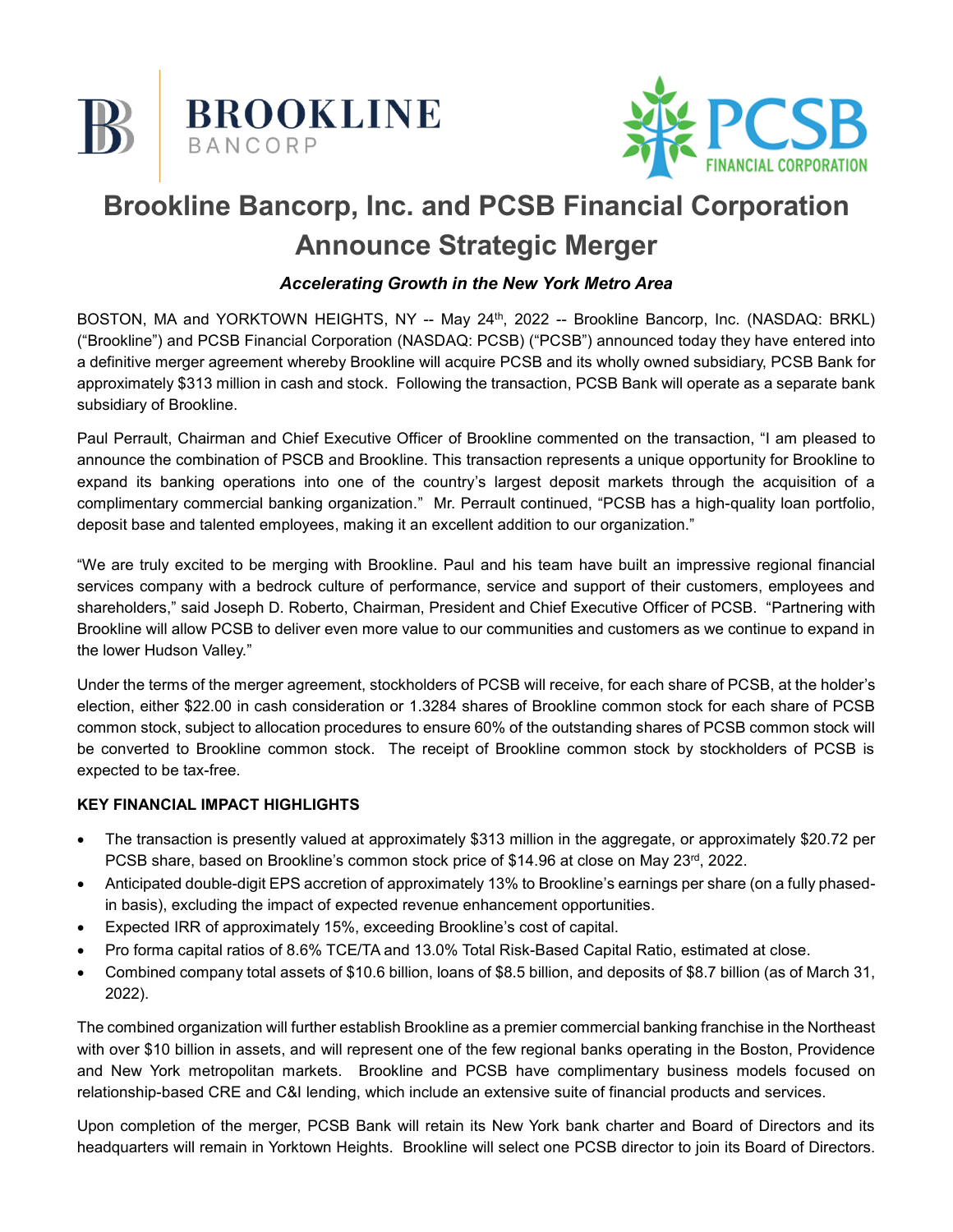# Brookline Bancorp, Inc. and PCSB Financial Corporation Announce Strategic Merger

***Accelerating Growth in the New York Metro Area***

BOSTON, MA and YORKTOWN HEIGHTS, NY -- May 24th, 2022 -- Brookline Bancorp, Inc. (NASDAQ: BRKL) ("Brookline") and PCSB Financial Corporation (NASDAQ: PCSB) ("PCSB") announced today they have entered into a definitive merger agreement whereby Brookline will acquire PCSB and its wholly owned subsidiary, PCSB Bank for approximately $313 million in cash and stock. Following the transaction, PCSB Bank will operate as a separate bank subsidiary of Brookline.

Paul Perrault, Chairman and Chief Executive Officer of Brookline commented on the transaction, "I am pleased to announce the combination of PSCB and Brookline. This transaction represents a unique opportunity for Brookline to expand its banking operations into one of the country's largest deposit markets through the acquisition of a complimentary commercial banking organization." Mr. Perrault continued, "PCSB has a high-quality loan portfolio, deposit base and talented employees, making it an excellent addition to our organization."

"We are truly excited to be merging with Brookline. Paul and his team have built an impressive regional financial services company with a bedrock culture of performance, service and support of their customers, employees and shareholders," said Joseph D. Roberto, Chairman, President and Chief Executive Officer of PCSB. "Partnering with Brookline will allow PCSB to deliver even more value to our communities and customers as we continue to expand in the lower Hudson Valley."

Under the terms of the merger agreement, stockholders of PCSB will receive, for each share of PCSB, at the holder's election, either $22.00 in cash consideration or 1.3284 shares of Brookline common stock for each share of PCSB common stock, subject to allocation procedures to ensure 60% of the outstanding shares of PCSB common stock will be converted to Brookline common stock. The receipt of Brookline common stock by stockholders of PCSB is expected to be tax-free.

**KEY FINANCIAL IMPACT HIGHLIGHTS**

- The transaction is presently valued at approximately $313 million in the aggregate, or approximately $20.72 per PCSB share, based on Brookline's common stock price of $14.96 at close on May 23rd, 2022.
- Anticipated double-digit EPS accretion of approximately 13% to Brookline's earnings per share (on a fully phased-in basis), excluding the impact of expected revenue enhancement opportunities.
- Expected IRR of approximately 15%, exceeding Brookline's cost of capital.
- Pro forma capital ratios of 8.6% TCE/TA and 13.0% Total Risk-Based Capital Ratio, estimated at close.
- Combined company total assets of $10.6 billion, loans of $8.5 billion, and deposits of $8.7 billion (as of March 31, 2022).

The combined organization will further establish Brookline as a premier commercial banking franchise in the Northeast with over $10 billion in assets, and will represent one of the few regional banks operating in the Boston, Providence and New York metropolitan markets. Brookline and PCSB have complimentary business models focused on relationship-based CRE and C&I lending, which include an extensive suite of financial products and services.

Upon completion of the merger, PCSB Bank will retain its New York bank charter and Board of Directors and its headquarters will remain in Yorktown Heights. Brookline will select one PCSB director to join its Board of Directors.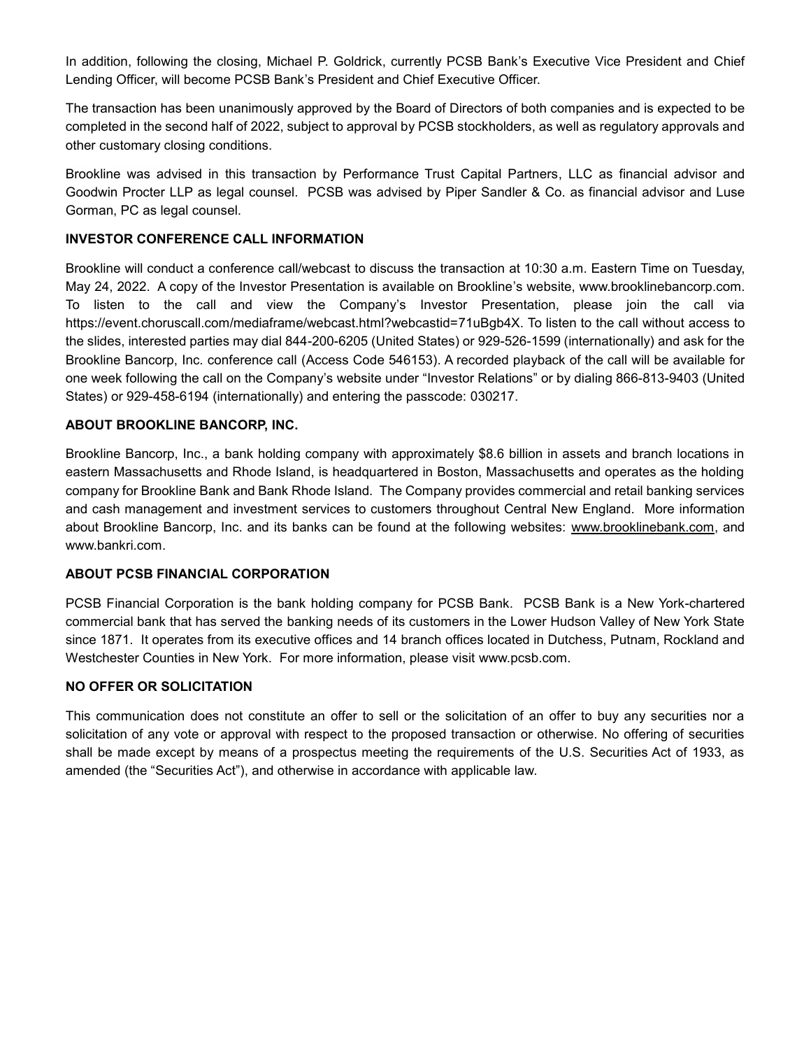In addition, following the closing, Michael P. Goldrick, currently PCSB Bank's Executive Vice President and Chief Lending Officer, will become PCSB Bank's President and Chief Executive Officer.

The transaction has been unanimously approved by the Board of Directors of both companies and is expected to be completed in the second half of 2022, subject to approval by PCSB stockholders, as well as regulatory approvals and other customary closing conditions.

Brookline was advised in this transaction by Performance Trust Capital Partners, LLC as financial advisor and Goodwin Procter LLP as legal counsel. PCSB was advised by Piper Sandler & Co. as financial advisor and Luse Gorman, PC as legal counsel.

**INVESTOR CONFERENCE CALL INFORMATION**

Brookline will conduct a conference call/webcast to discuss the transaction at 10:30 a.m. Eastern Time on Tuesday, May 24, 2022. A copy of the Investor Presentation is available on Brookline's website, www.brooklinebancorp.com. To listen to the call and view the Company's Investor Presentation, please join the call via https://event.choruscall.com/mediaframe/webcast.html?webcastid=71uBgb4X. To listen to the call without access to the slides, interested parties may dial 844-200-6205 (United States) or 929-526-1599 (internationally) and ask for the Brookline Bancorp, Inc. conference call (Access Code 546153). A recorded playback of the call will be available for one week following the call on the Company's website under "Investor Relations" or by dialing 866-813-9403 (United States) or 929-458-6194 (internationally) and entering the passcode: 030217.

**ABOUT BROOKLINE BANCORP, INC.**

Brookline Bancorp, Inc., a bank holding company with approximately $8.6 billion in assets and branch locations in eastern Massachusetts and Rhode Island, is headquartered in Boston, Massachusetts and operates as the holding company for Brookline Bank and Bank Rhode Island. The Company provides commercial and retail banking services and cash management and investment services to customers throughout Central New England. More information about Brookline Bancorp, Inc. and its banks can be found at the following websites: www.brooklinebank.com, and www.bankri.com.

**ABOUT PCSB FINANCIAL CORPORATION**

PCSB Financial Corporation is the bank holding company for PCSB Bank. PCSB Bank is a New York-chartered commercial bank that has served the banking needs of its customers in the Lower Hudson Valley of New York State since 1871. It operates from its executive offices and 14 branch offices located in Dutchess, Putnam, Rockland and Westchester Counties in New York. For more information, please visit www.pcsb.com.

**NO OFFER OR SOLICITATION**

This communication does not constitute an offer to sell or the solicitation of an offer to buy any securities nor a solicitation of any vote or approval with respect to the proposed transaction or otherwise. No offering of securities shall be made except by means of a prospectus meeting the requirements of the U.S. Securities Act of 1933, as amended (the "Securities Act"), and otherwise in accordance with applicable law.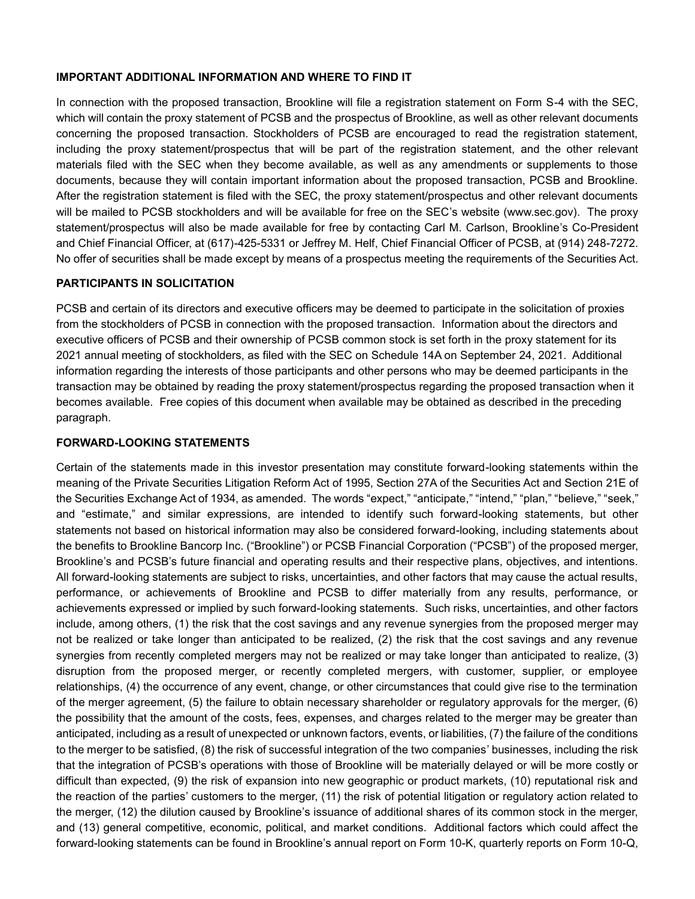## IMPORTANT ADDITIONAL INFORMATION AND WHERE TO FIND IT

In connection with the proposed transaction, Brookline will file a registration statement on Form S-4 with the SEC, which will contain the proxy statement of PCSB and the prospectus of Brookline, as well as other relevant documents concerning the proposed transaction. Stockholders of PCSB are encouraged to read the registration statement, including the proxy statement/prospectus that will be part of the registration statement, and the other relevant materials filed with the SEC when they become available, as well as any amendments or supplements to those documents, because they will contain important information about the proposed transaction, PCSB and Brookline. After the registration statement is filed with the SEC, the proxy statement/prospectus and other relevant documents will be mailed to PCSB stockholders and will be available for free on the SEC's website (www.sec.gov). The proxy statement/prospectus will also be made available for free by contacting Carl M. Carlson, Brookline's Co-President and Chief Financial Officer, at (617)-425-5331 or Jeffrey M. Helf, Chief Financial Officer of PCSB, at (914) 248-7272. No offer of securities shall be made except by means of a prospectus meeting the requirements of the Securities Act.

## PARTICIPANTS IN SOLICITATION

PCSB and certain of its directors and executive officers may be deemed to participate in the solicitation of proxies from the stockholders of PCSB in connection with the proposed transaction. Information about the directors and executive officers of PCSB and their ownership of PCSB common stock is set forth in the proxy statement for its 2021 annual meeting of stockholders, as filed with the SEC on Schedule 14A on September 24, 2021. Additional information regarding the interests of those participants and other persons who may be deemed participants in the transaction may be obtained by reading the proxy statement/prospectus regarding the proposed transaction when it becomes available. Free copies of this document when available may be obtained as described in the preceding paragraph.

## FORWARD-LOOKING STATEMENTS

Certain of the statements made in this investor presentation may constitute forward-looking statements within the meaning of the Private Securities Litigation Reform Act of 1995, Section 27A of the Securities Act and Section 21E of the Securities Exchange Act of 1934, as amended. The words "expect," "anticipate," "intend," "plan," "believe," "seek," and "estimate," and similar expressions, are intended to identify such forward-looking statements, but other statements not based on historical information may also be considered forward-looking, including statements about the benefits to Brookline Bancorp Inc. ("Brookline") or PCSB Financial Corporation ("PCSB") of the proposed merger, Brookline's and PCSB's future financial and operating results and their respective plans, objectives, and intentions. All forward-looking statements are subject to risks, uncertainties, and other factors that may cause the actual results, performance, or achievements of Brookline and PCSB to differ materially from any results, performance, or achievements expressed or implied by such forward-looking statements. Such risks, uncertainties, and other factors include, among others, (1) the risk that the cost savings and any revenue synergies from the proposed merger may not be realized or take longer than anticipated to be realized, (2) the risk that the cost savings and any revenue synergies from recently completed mergers may not be realized or may take longer than anticipated to realize, (3) disruption from the proposed merger, or recently completed mergers, with customer, supplier, or employee relationships, (4) the occurrence of any event, change, or other circumstances that could give rise to the termination of the merger agreement, (5) the failure to obtain necessary shareholder or regulatory approvals for the merger, (6) the possibility that the amount of the costs, fees, expenses, and charges related to the merger may be greater than anticipated, including as a result of unexpected or unknown factors, events, or liabilities, (7) the failure of the conditions to the merger to be satisfied, (8) the risk of successful integration of the two companies' businesses, including the risk that the integration of PCSB's operations with those of Brookline will be materially delayed or will be more costly or difficult than expected, (9) the risk of expansion into new geographic or product markets, (10) reputational risk and the reaction of the parties' customers to the merger, (11) the risk of potential litigation or regulatory action related to the merger, (12) the dilution caused by Brookline's issuance of additional shares of its common stock in the merger, and (13) general competitive, economic, political, and market conditions. Additional factors which could affect the forward-looking statements can be found in Brookline's annual report on Form 10-K, quarterly reports on Form 10-Q,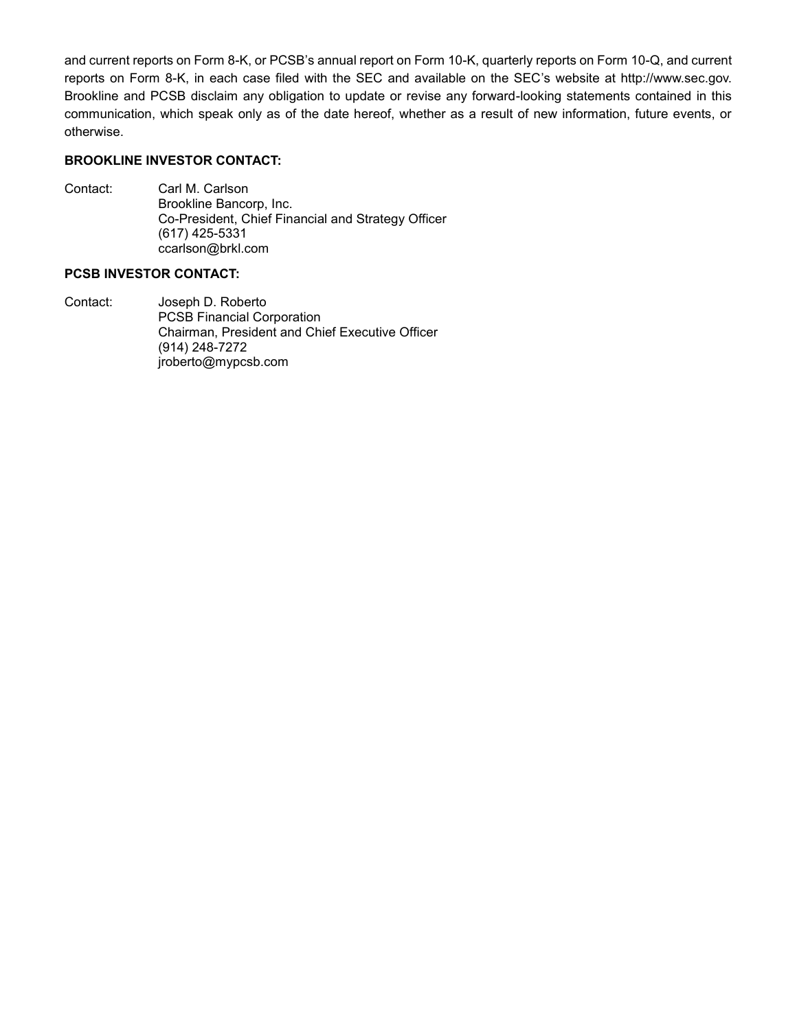and current reports on Form 8-K, or PCSB's annual report on Form 10-K, quarterly reports on Form 10-Q, and current reports on Form 8-K, in each case filed with the SEC and available on the SEC's website at http://www.sec.gov. Brookline and PCSB disclaim any obligation to update or revise any forward-looking statements contained in this communication, which speak only as of the date hereof, whether as a result of new information, future events, or otherwise.

**BROOKLINE INVESTOR CONTACT:**

Contact: Carl M. Carlson
Brookline Bancorp, Inc.
Co-President, Chief Financial and Strategy Officer
(617) 425-5331
ccarlson@brkl.com

**PCSB INVESTOR CONTACT:**

Contact: Joseph D. Roberto
PCSB Financial Corporation
Chairman, President and Chief Executive Officer
(914) 248-7272
jroberto@mypcsb.com